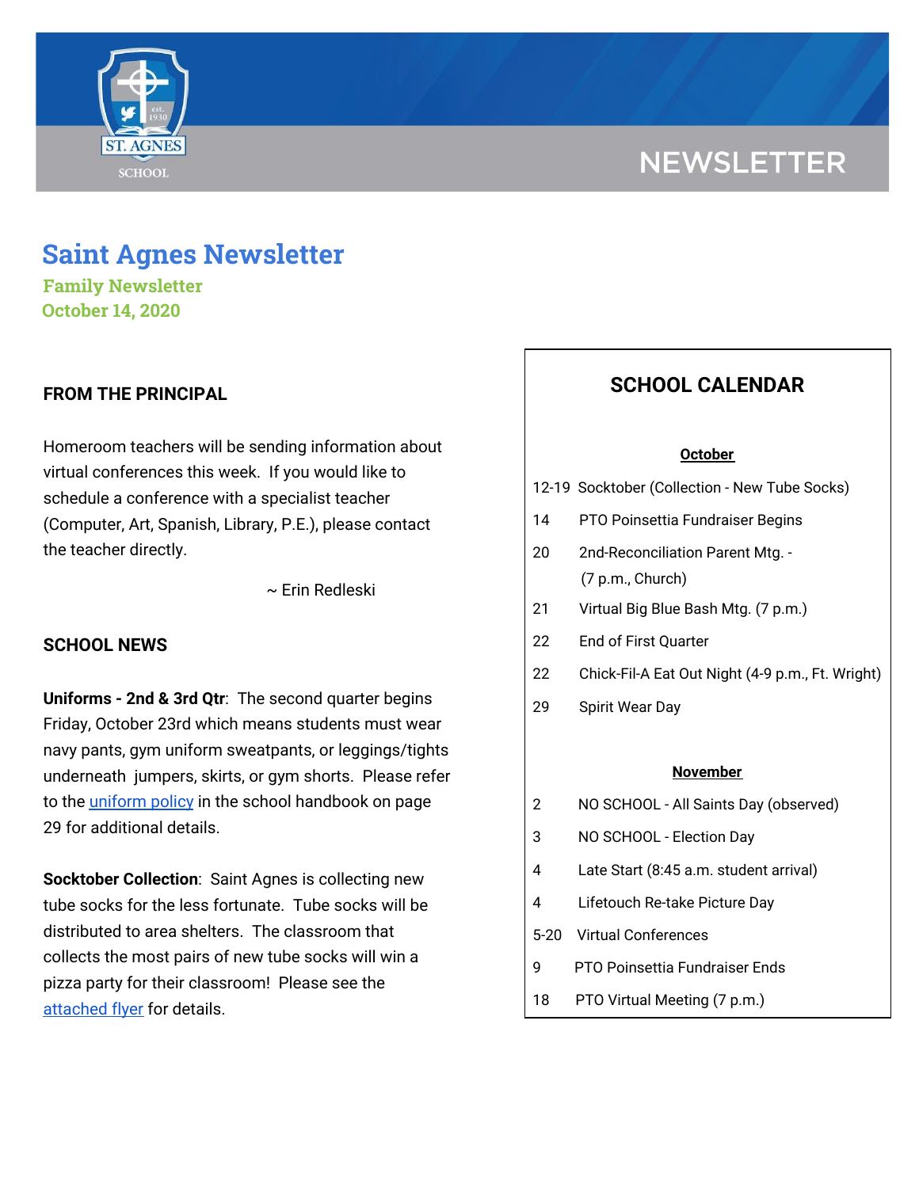NEWSLETTER

# Saint Agnes Newsletter

**Family Newsletter**
**October 14, 2020**

## FROM THE PRINCIPAL

Homeroom teachers will be sending information about virtual conferences this week. If you would like to schedule a conference with a specialist teacher (Computer, Art, Spanish, Library, P.E.), please contact the teacher directly.

~ Erin Redleski

## SCHOOL NEWS

**Uniforms - 2nd & 3rd Qtr**: The second quarter begins Friday, October 23rd which means students must wear navy pants, gym uniform sweatpants, or leggings/tights underneath jumpers, skirts, or gym shorts. Please refer to the uniform policy in the school handbook on page 29 for additional details.

**Socktober Collection**: Saint Agnes is collecting new tube socks for the less fortunate. Tube socks will be distributed to area shelters. The classroom that collects the most pairs of new tube socks will win a pizza party for their classroom! Please see the attached flyer for details.

## SCHOOL CALENDAR

**October**

| | |
|---|---|
| 12-19 | Socktober (Collection - New Tube Socks) |
| 14 | PTO Poinsettia Fundraiser Begins |
| 20 | 2nd-Reconciliation Parent Mtg. - (7 p.m., Church) |
| 21 | Virtual Big Blue Bash Mtg. (7 p.m.) |
| 22 | End of First Quarter |
| 22 | Chick-Fil-A Eat Out Night (4-9 p.m., Ft. Wright) |
| 29 | Spirit Wear Day |

**November**

| | |
|---|---|
| 2 | NO SCHOOL - All Saints Day (observed) |
| 3 | NO SCHOOL - Election Day |
| 4 | Late Start (8:45 a.m. student arrival) |
| 4 | Lifetouch Re-take Picture Day |
| 5-20 | Virtual Conferences |
| 9 | PTO Poinsettia Fundraiser Ends |
| 18 | PTO Virtual Meeting (7 p.m.) |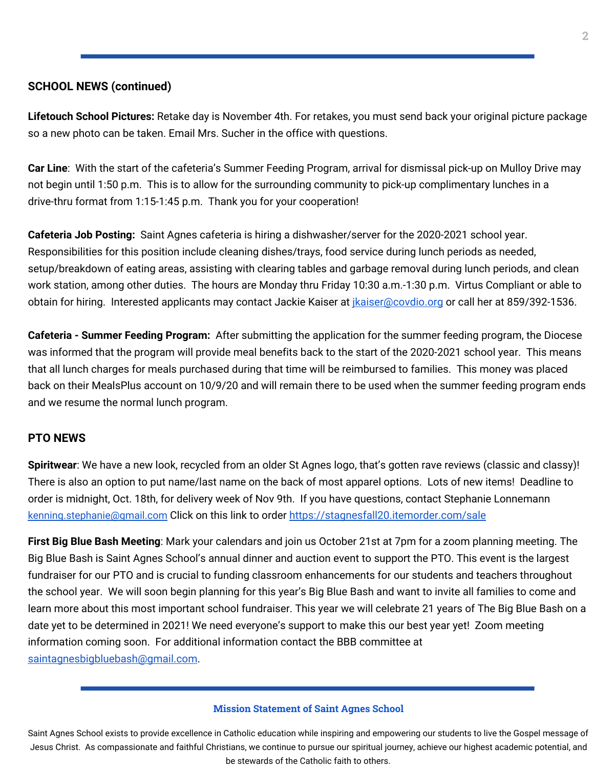## SCHOOL NEWS (continued)

**Lifetouch School Pictures:** Retake day is November 4th. For retakes, you must send back your original picture package so a new photo can be taken. Email Mrs. Sucher in the office with questions.

**Car Line**: With the start of the cafeteria's Summer Feeding Program, arrival for dismissal pick-up on Mulloy Drive may not begin until 1:50 p.m. This is to allow for the surrounding community to pick-up complimentary lunches in a drive-thru format from 1:15-1:45 p.m. Thank you for your cooperation!

**Cafeteria Job Posting:** Saint Agnes cafeteria is hiring a dishwasher/server for the 2020-2021 school year. Responsibilities for this position include cleaning dishes/trays, food service during lunch periods as needed, setup/breakdown of eating areas, assisting with clearing tables and garbage removal during lunch periods, and clean work station, among other duties. The hours are Monday thru Friday 10:30 a.m.-1:30 p.m. Virtus Compliant or able to obtain for hiring. Interested applicants may contact Jackie Kaiser at jkaiser@covdio.org or call her at 859/392-1536.

**Cafeteria - Summer Feeding Program:** After submitting the application for the summer feeding program, the Diocese was informed that the program will provide meal benefits back to the start of the 2020-2021 school year. This means that all lunch charges for meals purchased during that time will be reimbursed to families. This money was placed back on their MealsPlus account on 10/9/20 and will remain there to be used when the summer feeding program ends and we resume the normal lunch program.

## PTO NEWS

**Spiritwear**: We have a new look, recycled from an older St Agnes logo, that's gotten rave reviews (classic and classy)! There is also an option to put name/last name on the back of most apparel options. Lots of new items! Deadline to order is midnight, Oct. 18th, for delivery week of Nov 9th. If you have questions, contact Stephanie Lonnemann kenning.stephanie@gmail.com Click on this link to order https://stagnesfall20.itemorder.com/sale

**First Big Blue Bash Meeting**: Mark your calendars and join us October 21st at 7pm for a zoom planning meeting. The Big Blue Bash is Saint Agnes School's annual dinner and auction event to support the PTO. This event is the largest fundraiser for our PTO and is crucial to funding classroom enhancements for our students and teachers throughout the school year. We will soon begin planning for this year's Big Blue Bash and want to invite all families to come and learn more about this most important school fundraiser. This year we will celebrate 21 years of The Big Blue Bash on a date yet to be determined in 2021! We need everyone's support to make this our best year yet! Zoom meeting information coming soon. For additional information contact the BBB committee at saintagnesbigbluebash@gmail.com.

**Mission Statement of Saint Agnes School**

Saint Agnes School exists to provide excellence in Catholic education while inspiring and empowering our students to live the Gospel message of Jesus Christ. As compassionate and faithful Christians, we continue to pursue our spiritual journey, achieve our highest academic potential, and be stewards of the Catholic faith to others.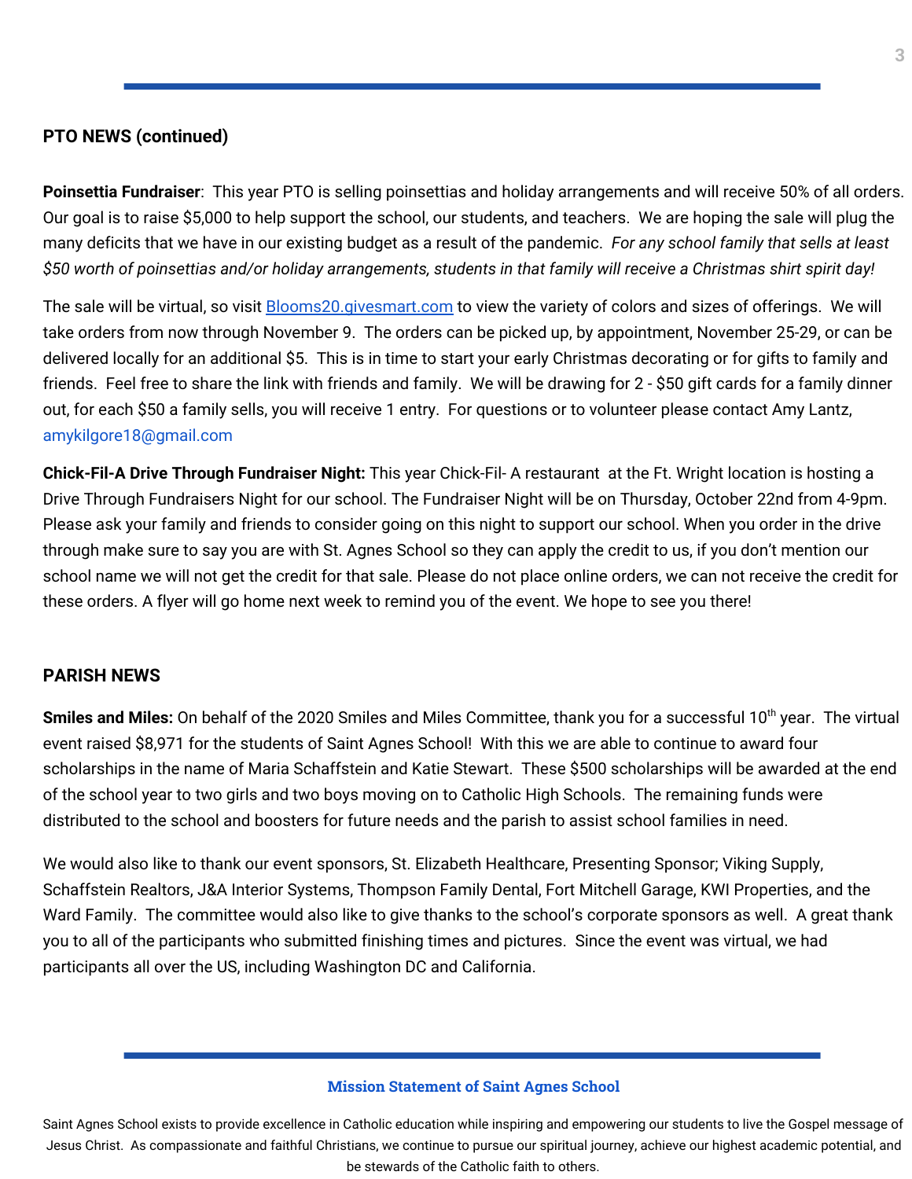## PTO NEWS (continued)

**Poinsettia Fundraiser**: This year PTO is selling poinsettias and holiday arrangements and will receive 50% of all orders. Our goal is to raise $5,000 to help support the school, our students, and teachers. We are hoping the sale will plug the many deficits that we have in our existing budget as a result of the pandemic. *For any school family that sells at least $50 worth of poinsettias and/or holiday arrangements, students in that family will receive a Christmas shirt spirit day!*

The sale will be virtual, so visit [Blooms20.givesmart.com](Blooms20.givesmart.com) to view the variety of colors and sizes of offerings. We will take orders from now through November 9. The orders can be picked up, by appointment, November 25-29, or can be delivered locally for an additional $5. This is in time to start your early Christmas decorating or for gifts to family and friends. Feel free to share the link with friends and family. We will be drawing for 2 - $50 gift cards for a family dinner out, for each $50 a family sells, you will receive 1 entry. For questions or to volunteer please contact Amy Lantz, amykilgore18@gmail.com

**Chick-Fil-A Drive Through Fundraiser Night:** This year Chick-Fil- A restaurant at the Ft. Wright location is hosting a Drive Through Fundraisers Night for our school. The Fundraiser Night will be on Thursday, October 22nd from 4-9pm. Please ask your family and friends to consider going on this night to support our school. When you order in the drive through make sure to say you are with St. Agnes School so they can apply the credit to us, if you don't mention our school name we will not get the credit for that sale. Please do not place online orders, we can not receive the credit for these orders. A flyer will go home next week to remind you of the event. We hope to see you there!

## PARISH NEWS

**Smiles and Miles:** On behalf of the 2020 Smiles and Miles Committee, thank you for a successful 10th year. The virtual event raised $8,971 for the students of Saint Agnes School! With this we are able to continue to award four scholarships in the name of Maria Schaffstein and Katie Stewart. These $500 scholarships will be awarded at the end of the school year to two girls and two boys moving on to Catholic High Schools. The remaining funds were distributed to the school and boosters for future needs and the parish to assist school families in need.

We would also like to thank our event sponsors, St. Elizabeth Healthcare, Presenting Sponsor; Viking Supply, Schaffstein Realtors, J&A Interior Systems, Thompson Family Dental, Fort Mitchell Garage, KWI Properties, and the Ward Family. The committee would also like to give thanks to the school's corporate sponsors as well. A great thank you to all of the participants who submitted finishing times and pictures. Since the event was virtual, we had participants all over the US, including Washington DC and California.

**Mission Statement of Saint Agnes School**

Saint Agnes School exists to provide excellence in Catholic education while inspiring and empowering our students to live the Gospel message of Jesus Christ. As compassionate and faithful Christians, we continue to pursue our spiritual journey, achieve our highest academic potential, and be stewards of the Catholic faith to others.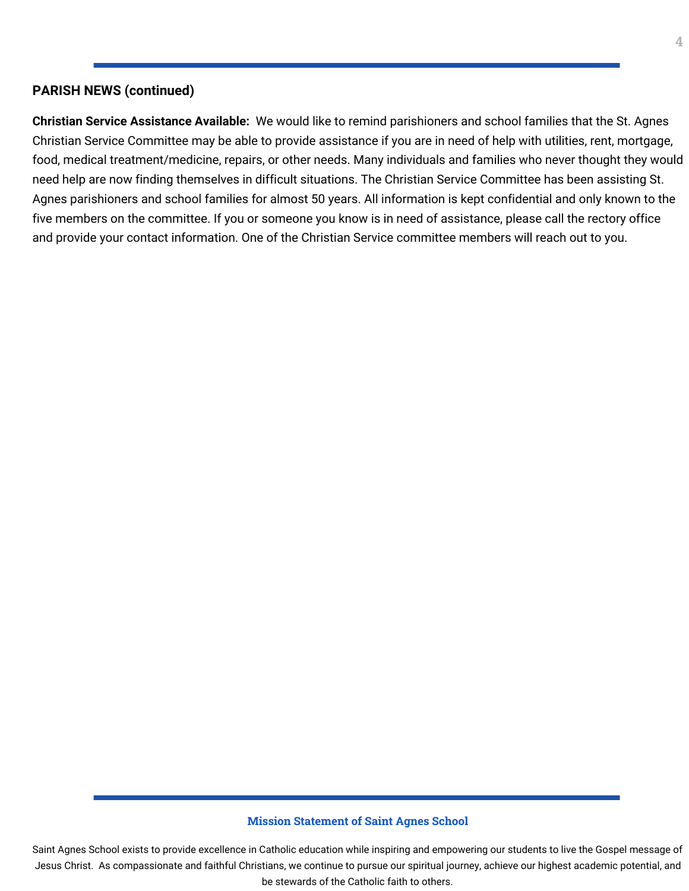## PARISH NEWS (continued)

**Christian Service Assistance Available:** We would like to remind parishioners and school families that the St. Agnes Christian Service Committee may be able to provide assistance if you are in need of help with utilities, rent, mortgage, food, medical treatment/medicine, repairs, or other needs. Many individuals and families who never thought they would need help are now finding themselves in difficult situations. The Christian Service Committee has been assisting St. Agnes parishioners and school families for almost 50 years. All information is kept confidential and only known to the five members on the committee. If you or someone you know is in need of assistance, please call the rectory office and provide your contact information. One of the Christian Service committee members will reach out to you.

### Mission Statement of Saint Agnes School

Saint Agnes School exists to provide excellence in Catholic education while inspiring and empowering our students to live the Gospel message of Jesus Christ. As compassionate and faithful Christians, we continue to pursue our spiritual journey, achieve our highest academic potential, and be stewards of the Catholic faith to others.